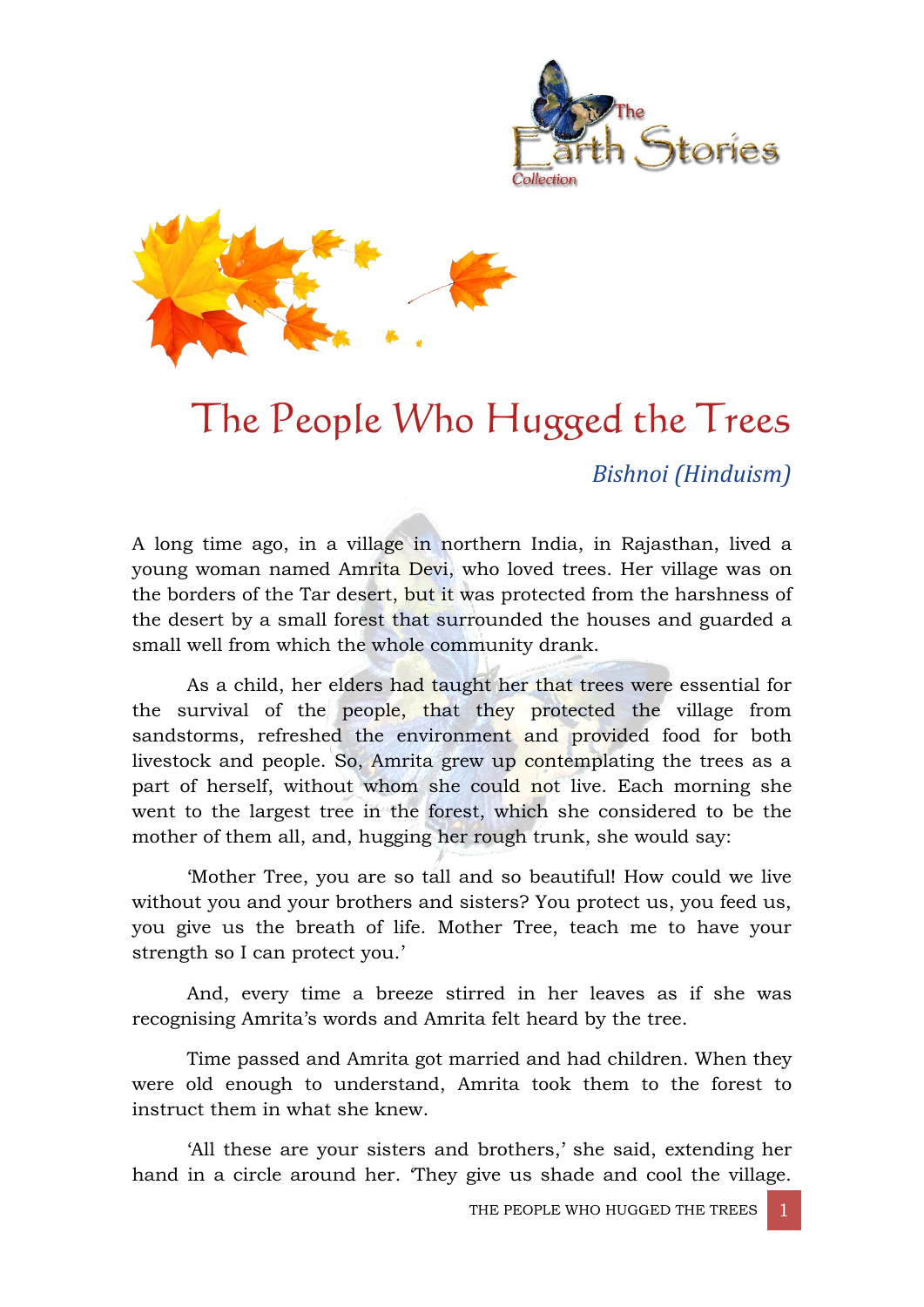# The People Who Hugged the Trees

*Bishnoi (Hinduism)*

A long time ago, in a village in northern India, in Rajasthan, lived a young woman named Amrita Devi, who loved trees. Her village was on the borders of the Tar desert, but it was protected from the harshness of the desert by a small forest that surrounded the houses and guarded a small well from which the whole community drank.

As a child, her elders had taught her that trees were essential for the survival of the people, that they protected the village from sandstorms, refreshed the environment and provided food for both livestock and people. So, Amrita grew up contemplating the trees as a part of herself, without whom she could not live. Each morning she went to the largest tree in the forest, which she considered to be the mother of them all, and, hugging her rough trunk, she would say:

'Mother Tree, you are so tall and so beautiful! How could we live without you and your brothers and sisters? You protect us, you feed us, you give us the breath of life. Mother Tree, teach me to have your strength so I can protect you.'

And, every time a breeze stirred in her leaves as if she was recognising Amrita's words and Amrita felt heard by the tree.

Time passed and Amrita got married and had children. When they were old enough to understand, Amrita took them to the forest to instruct them in what she knew.

'All these are your sisters and brothers,' she said, extending her hand in a circle around her. 'They give us shade and cool the village.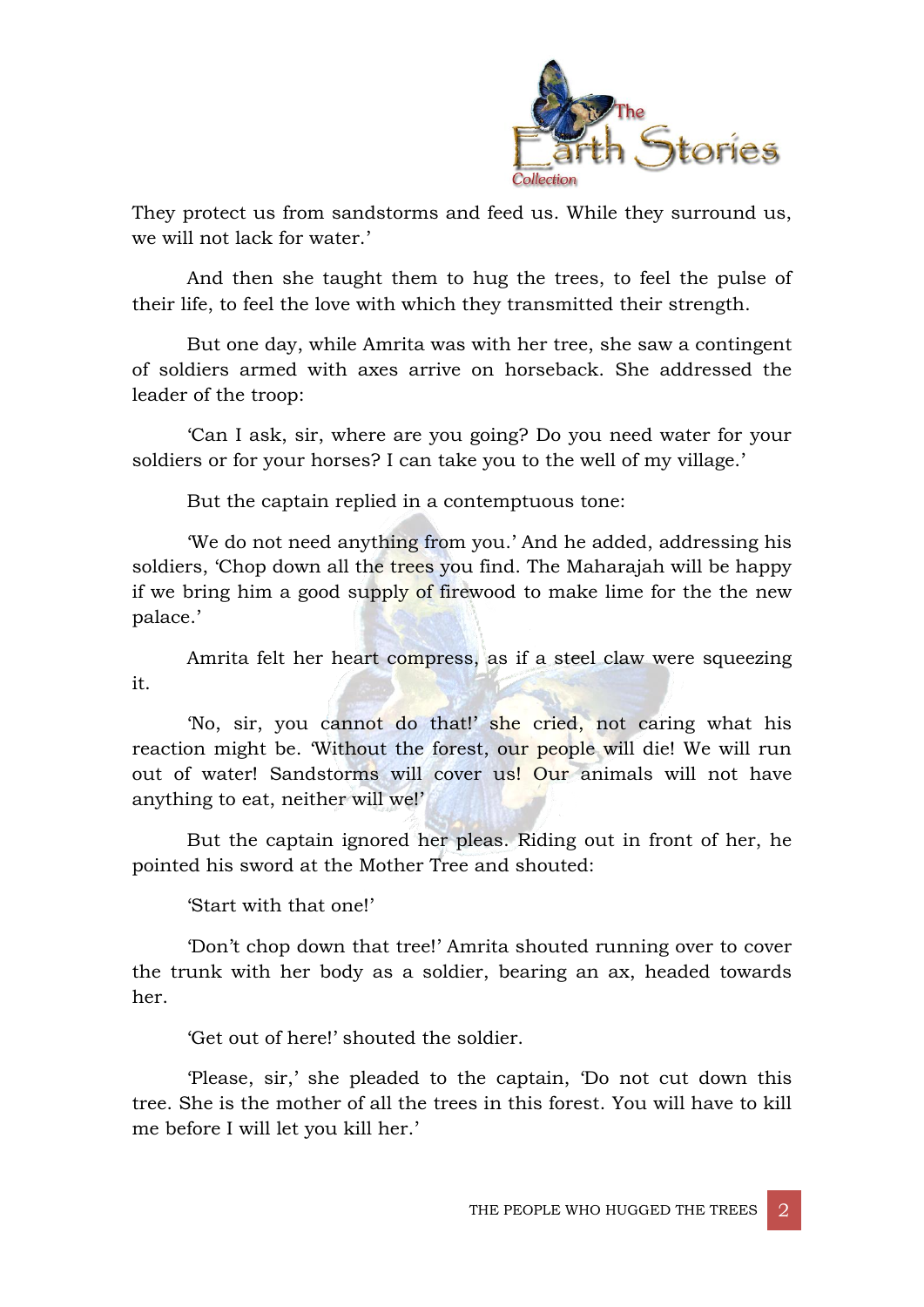They protect us from sandstorms and feed us. While they surround us, we will not lack for water.'

And then she taught them to hug the trees, to feel the pulse of their life, to feel the love with which they transmitted their strength.

But one day, while Amrita was with her tree, she saw a contingent of soldiers armed with axes arrive on horseback. She addressed the leader of the troop:

'Can I ask, sir, where are you going? Do you need water for your soldiers or for your horses? I can take you to the well of my village.'

But the captain replied in a contemptuous tone:

'We do not need anything from you.' And he added, addressing his soldiers, 'Chop down all the trees you find. The Maharajah will be happy if we bring him a good supply of firewood to make lime for the the new palace.'

Amrita felt her heart compress, as if a steel claw were squeezing it.

'No, sir, you cannot do that!' she cried, not caring what his reaction might be. 'Without the forest, our people will die! We will run out of water! Sandstorms will cover us! Our animals will not have anything to eat, neither will we!'

But the captain ignored her pleas. Riding out in front of her, he pointed his sword at the Mother Tree and shouted:

'Start with that one!'

'Don't chop down that tree!' Amrita shouted running over to cover the trunk with her body as a soldier, bearing an ax, headed towards her.

'Get out of here!' shouted the soldier.

'Please, sir,' she pleaded to the captain, 'Do not cut down this tree. She is the mother of all the trees in this forest. You will have to kill me before I will let you kill her.'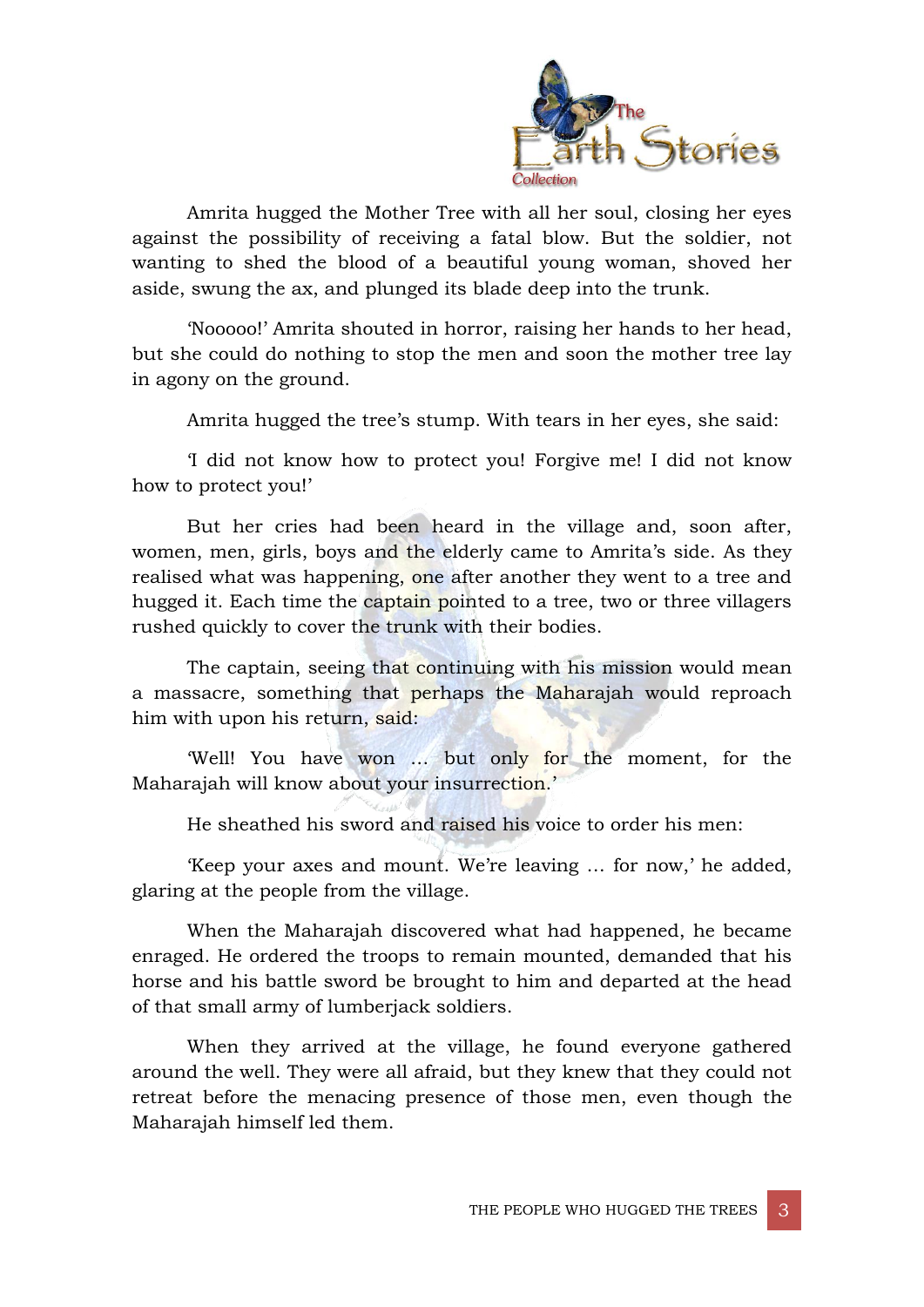Amrita hugged the Mother Tree with all her soul, closing her eyes against the possibility of receiving a fatal blow. But the soldier, not wanting to shed the blood of a beautiful young woman, shoved her aside, swung the ax, and plunged its blade deep into the trunk.

'Nooooo!' Amrita shouted in horror, raising her hands to her head, but she could do nothing to stop the men and soon the mother tree lay in agony on the ground.

Amrita hugged the tree's stump. With tears in her eyes, she said:

'I did not know how to protect you! Forgive me! I did not know how to protect you!'

But her cries had been heard in the village and, soon after, women, men, girls, boys and the elderly came to Amrita's side. As they realised what was happening, one after another they went to a tree and hugged it. Each time the captain pointed to a tree, two or three villagers rushed quickly to cover the trunk with their bodies.

The captain, seeing that continuing with his mission would mean a massacre, something that perhaps the Maharajah would reproach him with upon his return, said:

'Well! You have won ... but only for the moment, for the Maharajah will know about your insurrection.'

He sheathed his sword and raised his voice to order his men:

'Keep your axes and mount. We're leaving ... for now,' he added, glaring at the people from the village.

When the Maharajah discovered what had happened, he became enraged. He ordered the troops to remain mounted, demanded that his horse and his battle sword be brought to him and departed at the head of that small army of lumberjack soldiers.

When they arrived at the village, he found everyone gathered around the well. They were all afraid, but they knew that they could not retreat before the menacing presence of those men, even though the Maharajah himself led them.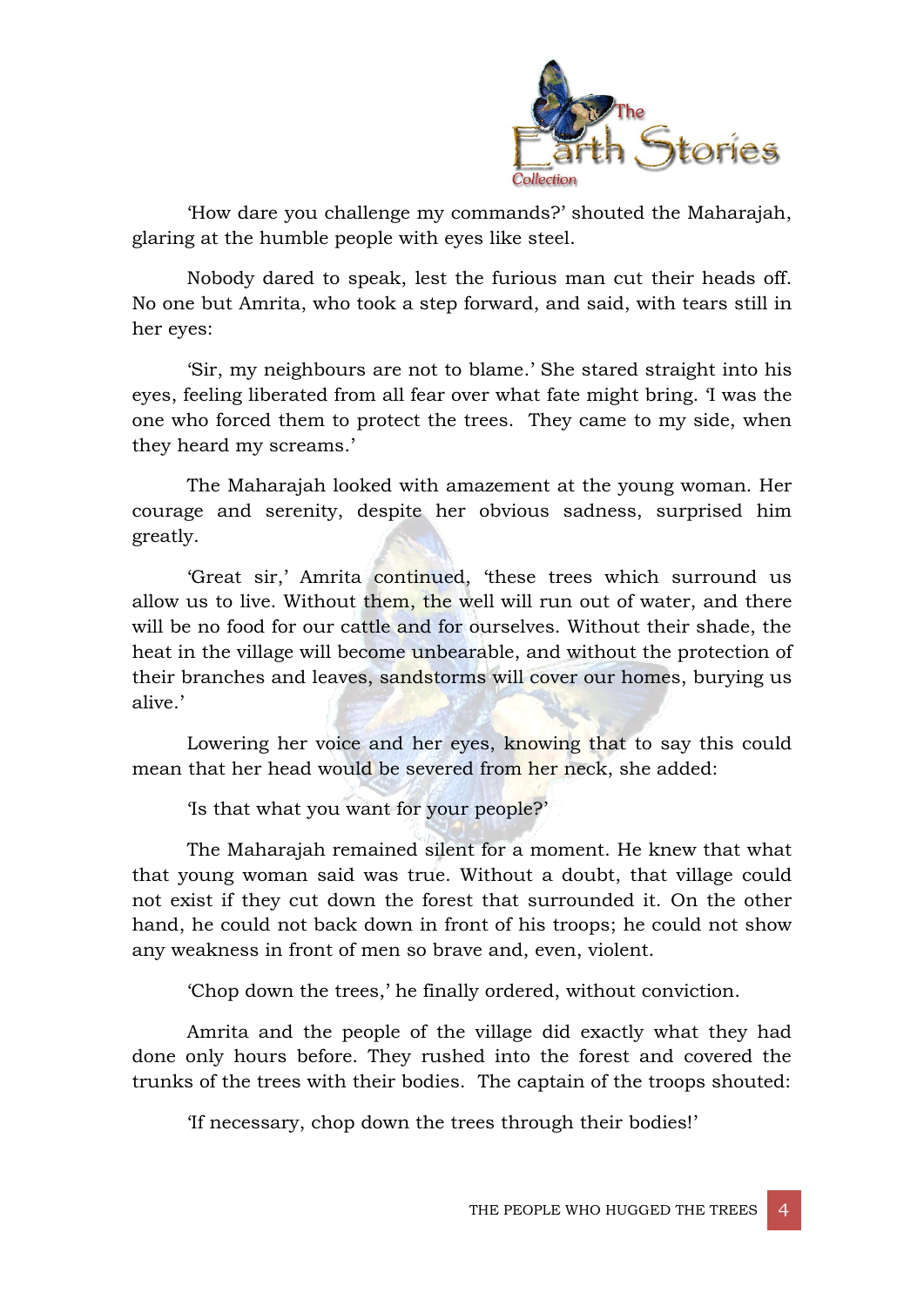'How dare you challenge my commands?' shouted the Maharajah, glaring at the humble people with eyes like steel.

Nobody dared to speak, lest the furious man cut their heads off. No one but Amrita, who took a step forward, and said, with tears still in her eyes:

'Sir, my neighbours are not to blame.' She stared straight into his eyes, feeling liberated from all fear over what fate might bring. 'I was the one who forced them to protect the trees. They came to my side, when they heard my screams.'

The Maharajah looked with amazement at the young woman. Her courage and serenity, despite her obvious sadness, surprised him greatly.

'Great sir,' Amrita continued, 'these trees which surround us allow us to live. Without them, the well will run out of water, and there will be no food for our cattle and for ourselves. Without their shade, the heat in the village will become unbearable, and without the protection of their branches and leaves, sandstorms will cover our homes, burying us alive.'

Lowering her voice and her eyes, knowing that to say this could mean that her head would be severed from her neck, she added:

'Is that what you want for your people?'

The Maharajah remained silent for a moment. He knew that what that young woman said was true. Without a doubt, that village could not exist if they cut down the forest that surrounded it. On the other hand, he could not back down in front of his troops; he could not show any weakness in front of men so brave and, even, violent.

'Chop down the trees,' he finally ordered, without conviction.

Amrita and the people of the village did exactly what they had done only hours before. They rushed into the forest and covered the trunks of the trees with their bodies. The captain of the troops shouted:

'If necessary, chop down the trees through their bodies!'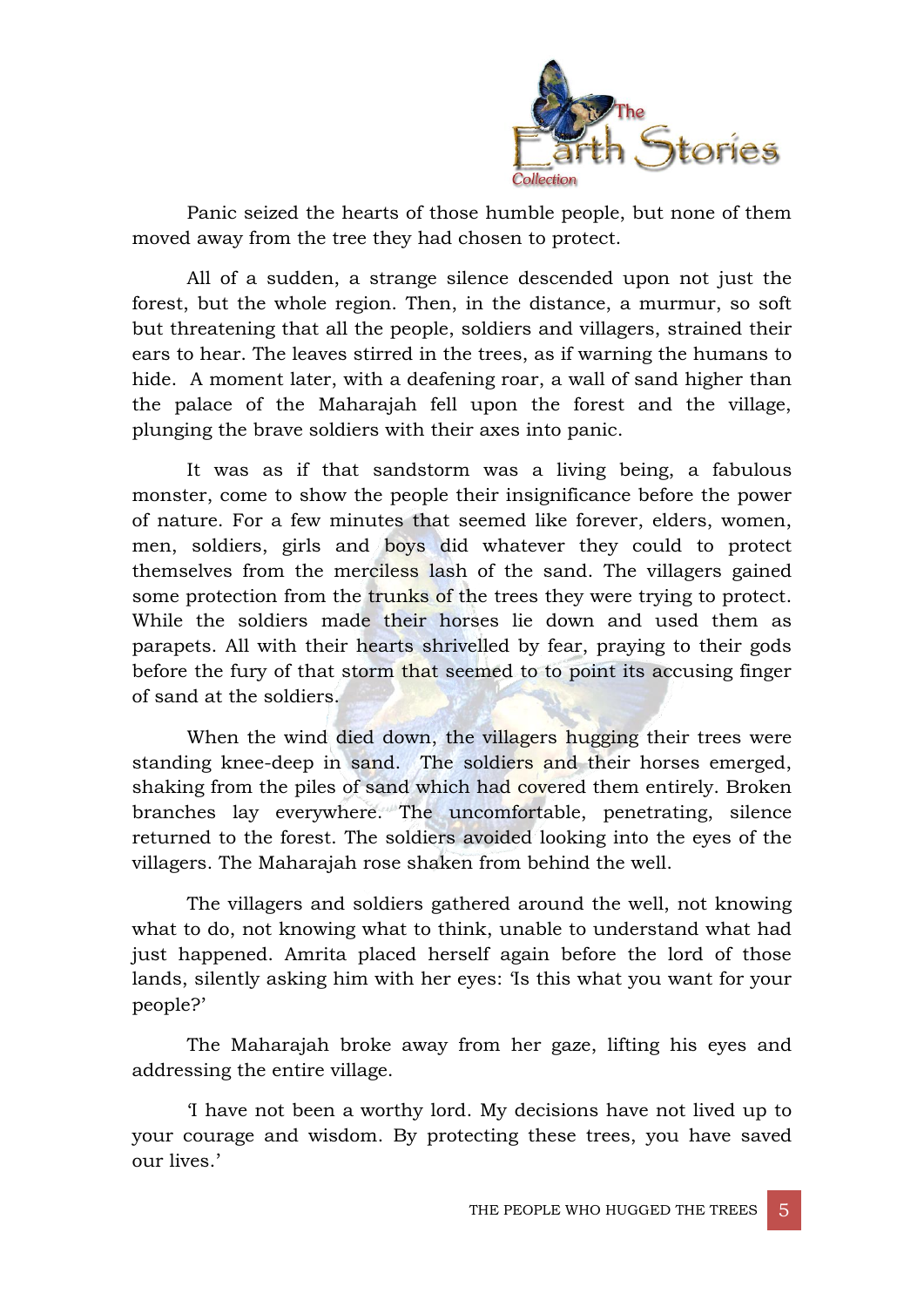Panic seized the hearts of those humble people, but none of them moved away from the tree they had chosen to protect.

All of a sudden, a strange silence descended upon not just the forest, but the whole region. Then, in the distance, a murmur, so soft but threatening that all the people, soldiers and villagers, strained their ears to hear. The leaves stirred in the trees, as if warning the humans to hide. A moment later, with a deafening roar, a wall of sand higher than the palace of the Maharajah fell upon the forest and the village, plunging the brave soldiers with their axes into panic.

It was as if that sandstorm was a living being, a fabulous monster, come to show the people their insignificance before the power of nature. For a few minutes that seemed like forever, elders, women, men, soldiers, girls and boys did whatever they could to protect themselves from the merciless lash of the sand. The villagers gained some protection from the trunks of the trees they were trying to protect. While the soldiers made their horses lie down and used them as parapets. All with their hearts shrivelled by fear, praying to their gods before the fury of that storm that seemed to to point its accusing finger of sand at the soldiers.

When the wind died down, the villagers hugging their trees were standing knee-deep in sand. The soldiers and their horses emerged, shaking from the piles of sand which had covered them entirely. Broken branches lay everywhere. The uncomfortable, penetrating, silence returned to the forest. The soldiers avoided looking into the eyes of the villagers. The Maharajah rose shaken from behind the well.

The villagers and soldiers gathered around the well, not knowing what to do, not knowing what to think, unable to understand what had just happened. Amrita placed herself again before the lord of those lands, silently asking him with her eyes: 'Is this what you want for your people?'

The Maharajah broke away from her gaze, lifting his eyes and addressing the entire village.

'I have not been a worthy lord. My decisions have not lived up to your courage and wisdom. By protecting these trees, you have saved our lives.'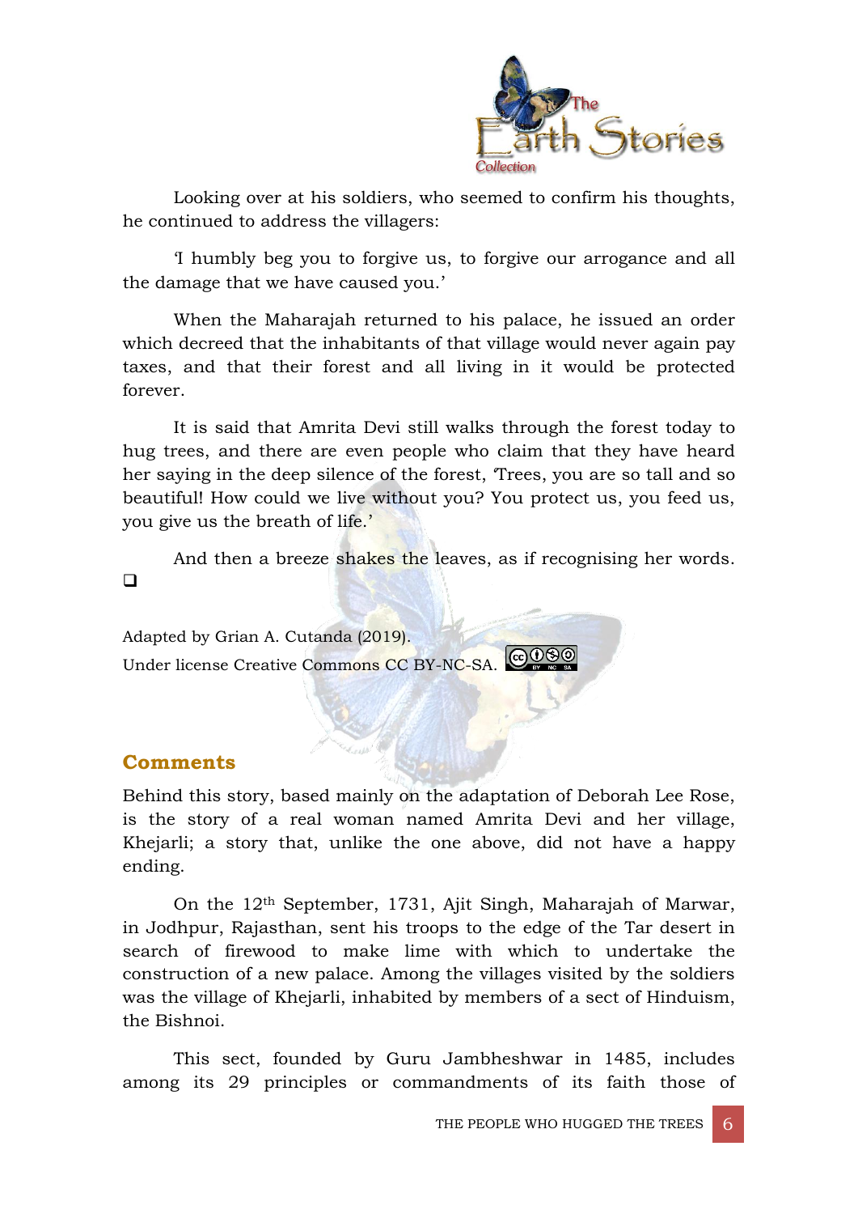Looking over at his soldiers, who seemed to confirm his thoughts, he continued to address the villagers:

'I humbly beg you to forgive us, to forgive our arrogance and all the damage that we have caused you.'

When the Maharajah returned to his palace, he issued an order which decreed that the inhabitants of that village would never again pay taxes, and that their forest and all living in it would be protected forever.

It is said that Amrita Devi still walks through the forest today to hug trees, and there are even people who claim that they have heard her saying in the deep silence of the forest, 'Trees, you are so tall and so beautiful! How could we live without you? You protect us, you feed us, you give us the breath of life.'

And then a breeze shakes the leaves, as if recognising her words. ❑

Adapted by Grian A. Cutanda (2019).
Under license Creative Commons CC BY-NC-SA.

## Comments

Behind this story, based mainly on the adaptation of Deborah Lee Rose, is the story of a real woman named Amrita Devi and her village, Khejarli; a story that, unlike the one above, did not have a happy ending.

On the 12th September, 1731, Ajit Singh, Maharajah of Marwar, in Jodhpur, Rajasthan, sent his troops to the edge of the Tar desert in search of firewood to make lime with which to undertake the construction of a new palace. Among the villages visited by the soldiers was the village of Khejarli, inhabited by members of a sect of Hinduism, the Bishnoi.

This sect, founded by Guru Jambheshwar in 1485, includes among its 29 principles or commandments of its faith those of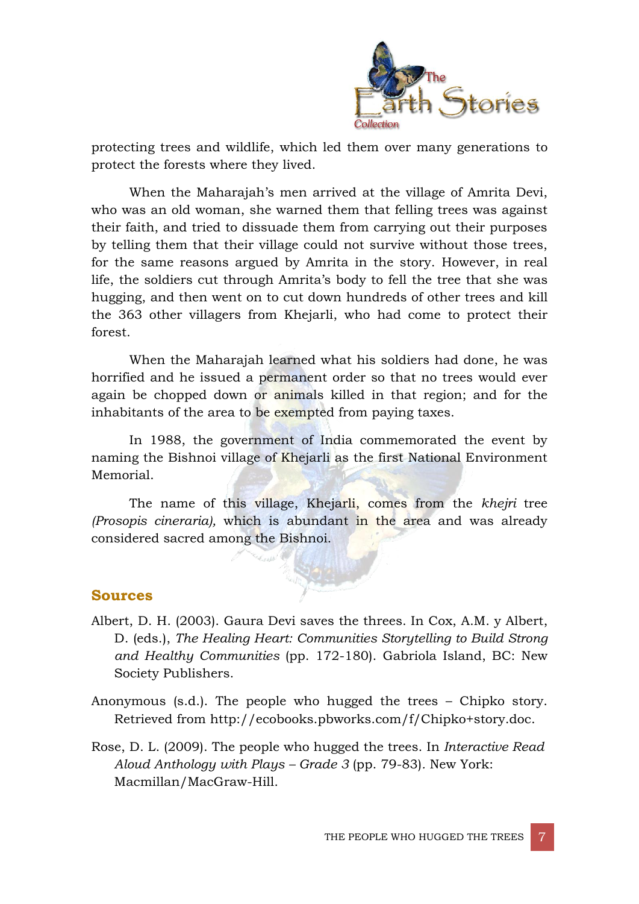protecting trees and wildlife, which led them over many generations to protect the forests where they lived.

When the Maharajah's men arrived at the village of Amrita Devi, who was an old woman, she warned them that felling trees was against their faith, and tried to dissuade them from carrying out their purposes by telling them that their village could not survive without those trees, for the same reasons argued by Amrita in the story. However, in real life, the soldiers cut through Amrita's body to fell the tree that she was hugging, and then went on to cut down hundreds of other trees and kill the 363 other villagers from Khejarli, who had come to protect their forest.

When the Maharajah learned what his soldiers had done, he was horrified and he issued a permanent order so that no trees would ever again be chopped down or animals killed in that region; and for the inhabitants of the area to be exempted from paying taxes.

In 1988, the government of India commemorated the event by naming the Bishnoi village of Khejarli as the first National Environment Memorial.

The name of this village, Khejarli, comes from the *khejri* tree *(Prosopis cineraria),* which is abundant in the area and was already considered sacred among the Bishnoi.

## Sources

Albert, D. H. (2003). Gaura Devi saves the threes. In Cox, A.M. y Albert, D. (eds.), *The Healing Heart: Communities Storytelling to Build Strong and Healthy Communities* (pp. 172-180). Gabriola Island, BC: New Society Publishers.

Anonymous (s.d.). The people who hugged the trees – Chipko story. Retrieved from http://ecobooks.pbworks.com/f/Chipko+story.doc.

Rose, D. L. (2009). The people who hugged the trees. In *Interactive Read Aloud Anthology with Plays – Grade 3* (pp. 79-83). New York: Macmillan/MacGraw-Hill.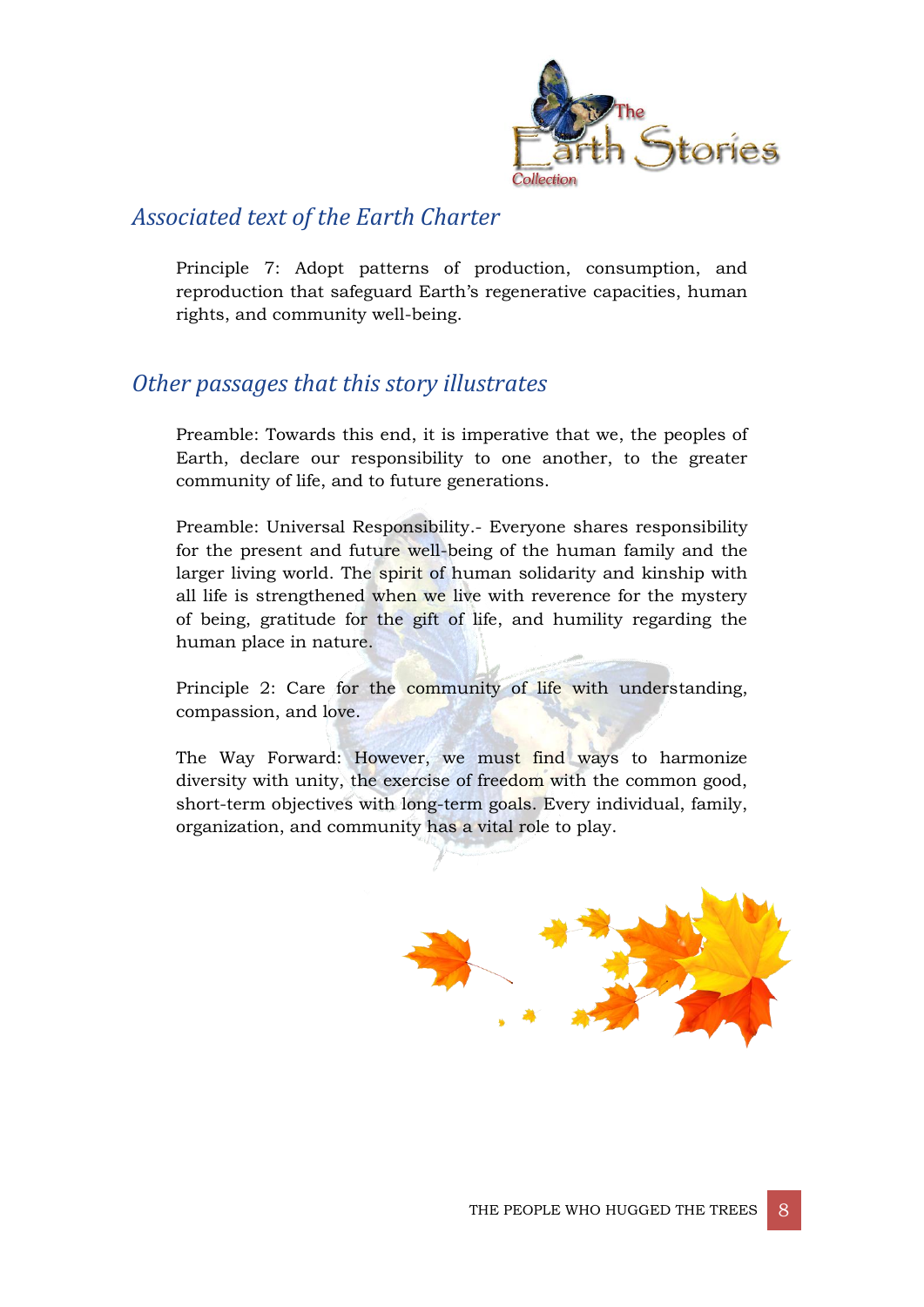## *Associated text of the Earth Charter*

Principle 7: Adopt patterns of production, consumption, and reproduction that safeguard Earth's regenerative capacities, human rights, and community well-being.

## *Other passages that this story illustrates*

Preamble: Towards this end, it is imperative that we, the peoples of Earth, declare our responsibility to one another, to the greater community of life, and to future generations.

Preamble: Universal Responsibility.- Everyone shares responsibility for the present and future well-being of the human family and the larger living world. The spirit of human solidarity and kinship with all life is strengthened when we live with reverence for the mystery of being, gratitude for the gift of life, and humility regarding the human place in nature.

Principle 2: Care for the community of life with understanding, compassion, and love.

The Way Forward: However, we must find ways to harmonize diversity with unity, the exercise of freedom with the common good, short-term objectives with long-term goals. Every individual, family, organization, and community has a vital role to play.